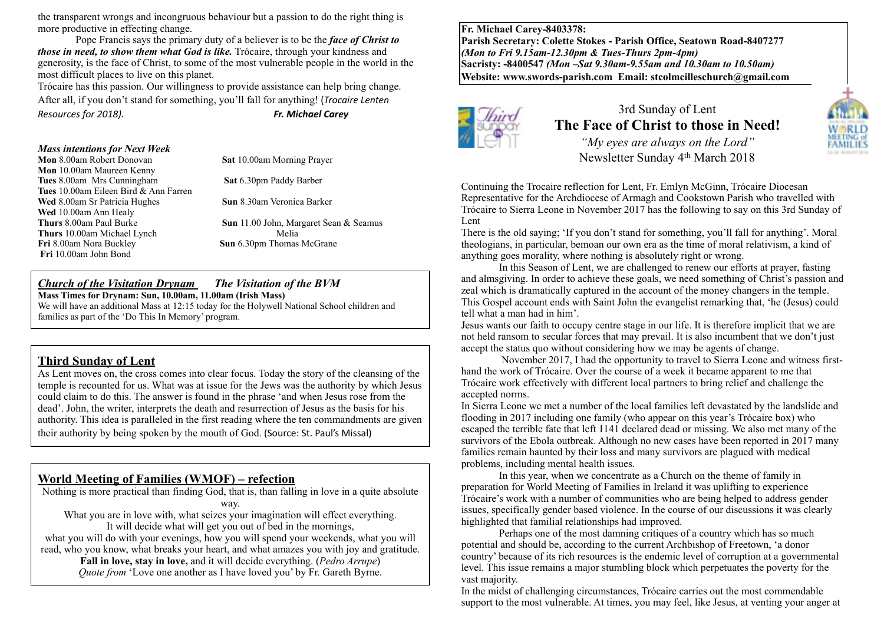the transparent wrongs and incongruous behaviour but a passion to do the right thing is more productive in effecting change.

Pope Francis says the primary duty of a believer is to be the ***face of Christ to those in need, to show them what God is like.*** Trócaire, through your kindness and generosity, is the face of Christ, to some of the most vulnerable people in the world in the most difficult places to live on this planet.

Trócaire has this passion. Our willingness to provide assistance can help bring change. After all, if you don't stand for something, you'll fall for anything! (*Trocaire Lenten Resources for 2018).* ***Fr. Michael Carey***

### *Mass intentions for Next Week*

**Mon** 8.00am Robert Donovan
**Mon** 10.00am Maureen Kenny
**Tues** 8.00am Mrs Cunningham
**Tues** 10.00am Eileen Bird & Ann Farren
**Wed** 8.00am Sr Patricia Hughes
**Wed** 10.00am Ann Healy
**Thurs** 8.00am Paul Burke
**Thurs** 10.00am Michael Lynch
**Fri** 8.00am Nora Buckley
**Fri** 10.00am John Bond
**Sat** 10.00am Morning Prayer
**Sat** 6.30pm Paddy Barber
**Sun** 8.30am Veronica Barker
**Sun** 11.00 John, Margaret Sean & Seamus Melia
**Sun** 6.30pm Thomas McGrane

### *Church of the Visitation Drynam* *The Visitation of the BVM*

**Mass Times for Drynam: Sun, 10.00am, 11.00am (Irish Mass)**

We will have an additional Mass at 12:15 today for the Holywell National School children and families as part of the 'Do This In Memory' program.

## Third Sunday of Lent

As Lent moves on, the cross comes into clear focus. Today the story of the cleansing of the temple is recounted for us. What was at issue for the Jews was the authority by which Jesus could claim to do this. The answer is found in the phrase 'and when Jesus rose from the dead'. John, the writer, interprets the death and resurrection of Jesus as the basis for his authority. This idea is paralleled in the first reading where the ten commandments are given their authority by being spoken by the mouth of God. (Source: St. Paul's Missal)

## World Meeting of Families (WMOF) – refection

Nothing is more practical than finding God, that is, than falling in love in a quite absolute way.
What you are in love with, what seizes your imagination will effect everything.
It will decide what will get you out of bed in the mornings,
what you will do with your evenings, how you will spend your weekends, what you will read, who you know, what breaks your heart, and what amazes you with joy and gratitude.
**Fall in love, stay in love,** and it will decide everything. (*Pedro Arrupe*)
*Quote from* 'Love one another as I have loved you' by Fr. Gareth Byrne.

**Fr. Michael Carey-8403378:**
**Parish Secretary: Colette Stokes - Parish Office, Seatown Road-8407277**
***(Mon to Fri 9.15am-12.30pm & Tues-Thurs 2pm-4pm)***
**Sacristy: -8400547** ***(Mon –Sat 9.30am-9.55am and 10.30am to 10.50am)***
**Website: www.swords-parish.com Email: stcolmcilleschurch@gmail.com**

# 3rd Sunday of Lent
# The Face of Christ to those in Need!

*"My eyes are always on the Lord"*
Newsletter Sunday 4th March 2018

Continuing the Trocaire reflection for Lent, Fr. Emlyn McGinn, Trócaire Diocesan Representative for the Archdiocese of Armagh and Cookstown Parish who travelled with Trócaire to Sierra Leone in November 2017 has the following to say on this 3rd Sunday of Lent

There is the old saying; 'If you don't stand for something, you'll fall for anything'. Moral theologians, in particular, bemoan our own era as the time of moral relativism, a kind of anything goes morality, where nothing is absolutely right or wrong.

In this Season of Lent, we are challenged to renew our efforts at prayer, fasting and almsgiving. In order to achieve these goals, we need something of Christ's passion and zeal which is dramatically captured in the account of the money changers in the temple. This Gospel account ends with Saint John the evangelist remarking that, 'he (Jesus) could tell what a man had in him'.

Jesus wants our faith to occupy centre stage in our life. It is therefore implicit that we are not held ransom to secular forces that may prevail. It is also incumbent that we don't just accept the status quo without considering how we may be agents of change.

November 2017, I had the opportunity to travel to Sierra Leone and witness first-hand the work of Trócaire. Over the course of a week it became apparent to me that Trócaire work effectively with different local partners to bring relief and challenge the accepted norms.

In Sierra Leone we met a number of the local families left devastated by the landslide and flooding in 2017 including one family (who appear on this year's Trócaire box) who escaped the terrible fate that left 1141 declared dead or missing. We also met many of the survivors of the Ebola outbreak. Although no new cases have been reported in 2017 many families remain haunted by their loss and many survivors are plagued with medical problems, including mental health issues.

In this year, when we concentrate as a Church on the theme of family in preparation for World Meeting of Families in Ireland it was uplifting to experience Trócaire's work with a number of communities who are being helped to address gender issues, specifically gender based violence. In the course of our discussions it was clearly highlighted that familial relationships had improved.

Perhaps one of the most damning critiques of a country which has so much potential and should be, according to the current Archbishop of Freetown, 'a donor country' because of its rich resources is the endemic level of corruption at a governmental level. This issue remains a major stumbling block which perpetuates the poverty for the vast majority.

In the midst of challenging circumstances, Trócaire carries out the most commendable support to the most vulnerable. At times, you may feel, like Jesus, at venting your anger at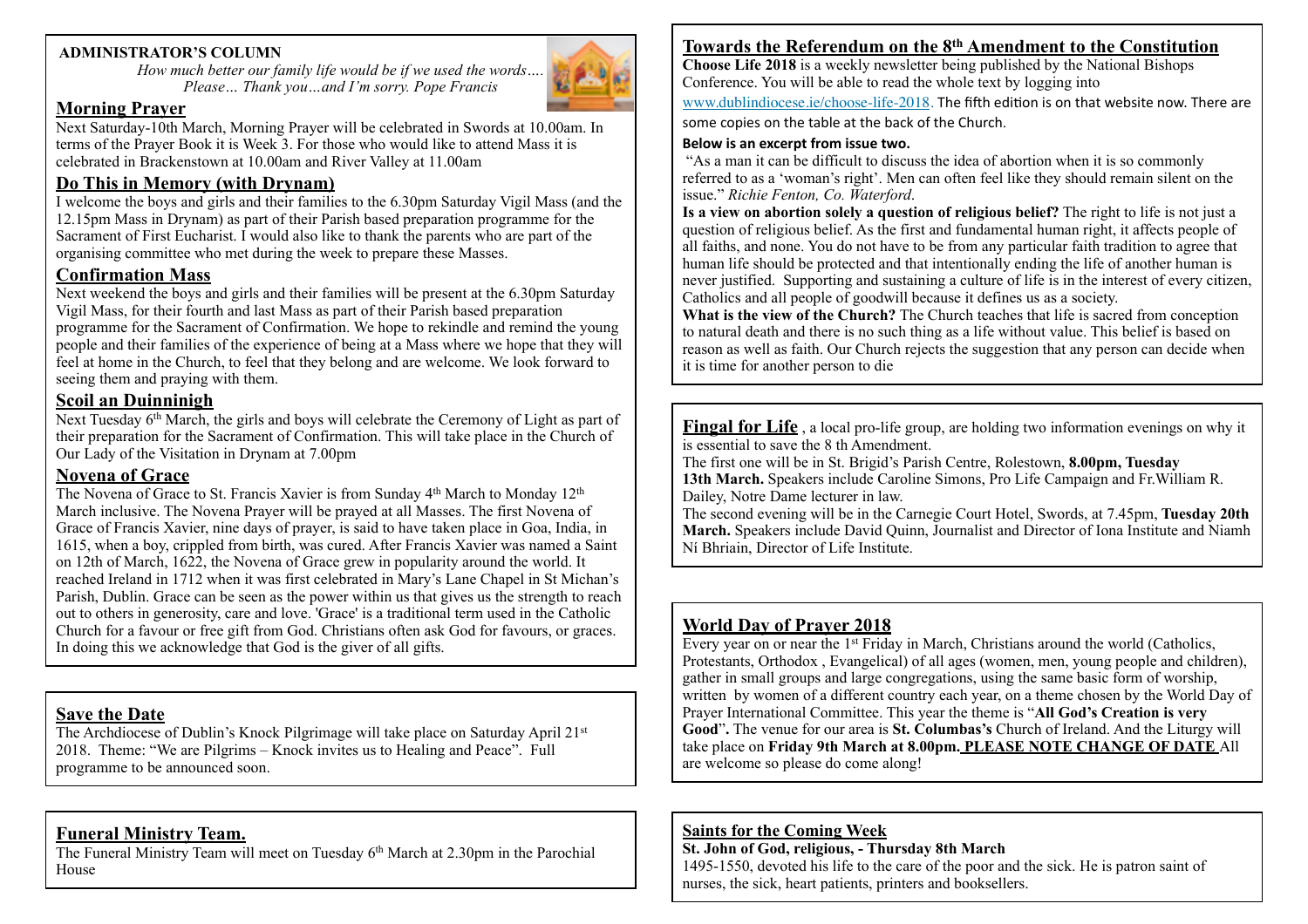**ADMINISTRATOR'S COLUMN**

*How much better our family life would be if we used the words…. Please… Thank you…and I'm sorry. Pope Francis*

## Morning Prayer

Next Saturday-10th March, Morning Prayer will be celebrated in Swords at 10.00am. In terms of the Prayer Book it is Week 3. For those who would like to attend Mass it is celebrated in Brackenstown at 10.00am and River Valley at 11.00am

## Do This in Memory (with Drynam)

I welcome the boys and girls and their families to the 6.30pm Saturday Vigil Mass (and the 12.15pm Mass in Drynam) as part of their Parish based preparation programme for the Sacrament of First Eucharist. I would also like to thank the parents who are part of the organising committee who met during the week to prepare these Masses.

## Confirmation Mass

Next weekend the boys and girls and their families will be present at the 6.30pm Saturday Vigil Mass, for their fourth and last Mass as part of their Parish based preparation programme for the Sacrament of Confirmation. We hope to rekindle and remind the young people and their families of the experience of being at a Mass where we hope that they will feel at home in the Church, to feel that they belong and are welcome. We look forward to seeing them and praying with them.

## Scoil an Duinninigh

Next Tuesday 6th March, the girls and boys will celebrate the Ceremony of Light as part of their preparation for the Sacrament of Confirmation. This will take place in the Church of Our Lady of the Visitation in Drynam at 7.00pm

## Novena of Grace

The Novena of Grace to St. Francis Xavier is from Sunday 4th March to Monday 12th March inclusive. The Novena Prayer will be prayed at all Masses. The first Novena of Grace of Francis Xavier, nine days of prayer, is said to have taken place in Goa, India, in 1615, when a boy, crippled from birth, was cured. After Francis Xavier was named a Saint on 12th of March, 1622, the Novena of Grace grew in popularity around the world. It reached Ireland in 1712 when it was first celebrated in Mary's Lane Chapel in St Michan's Parish, Dublin. Grace can be seen as the power within us that gives us the strength to reach out to others in generosity, care and love. 'Grace' is a traditional term used in the Catholic Church for a favour or free gift from God. Christians often ask God for favours, or graces. In doing this we acknowledge that God is the giver of all gifts.

## Save the Date

The Archdiocese of Dublin's Knock Pilgrimage will take place on Saturday April 21st 2018. Theme: "We are Pilgrims – Knock invites us to Healing and Peace". Full programme to be announced soon.

## Funeral Ministry Team.

The Funeral Ministry Team will meet on Tuesday 6th March at 2.30pm in the Parochial House

## Towards the Referendum on the 8th Amendment to the Constitution

**Choose Life 2018** is a weekly newsletter being published by the National Bishops Conference. You will be able to read the whole text by logging into www.dublindiocese.ie/choose-life-2018. The fifth edition is on that website now. There are some copies on the table at the back of the Church.

**Below is an excerpt from issue two.**

"As a man it can be difficult to discuss the idea of abortion when it is so commonly referred to as a 'woman's right'. Men can often feel like they should remain silent on the issue." *Richie Fenton, Co. Waterford*.

**Is a view on abortion solely a question of religious belief?** The right to life is not just a question of religious belief. As the first and fundamental human right, it affects people of all faiths, and none. You do not have to be from any particular faith tradition to agree that human life should be protected and that intentionally ending the life of another human is never justified. Supporting and sustaining a culture of life is in the interest of every citizen, Catholics and all people of goodwill because it defines us as a society.

**What is the view of the Church?** The Church teaches that life is sacred from conception to natural death and there is no such thing as a life without value. This belief is based on reason as well as faith. Our Church rejects the suggestion that any person can decide when it is time for another person to die

**Fingal for Life**, a local pro-life group, are holding two information evenings on why it is essential to save the 8 th Amendment.

The first one will be in St. Brigid's Parish Centre, Rolestown, **8.00pm, Tuesday 13th March.** Speakers include Caroline Simons, Pro Life Campaign and Fr.William R. Dailey, Notre Dame lecturer in law.

The second evening will be in the Carnegie Court Hotel, Swords, at 7.45pm, **Tuesday 20th March.** Speakers include David Quinn, Journalist and Director of Iona Institute and Niamh Ní Bhriain, Director of Life Institute.

## World Day of Prayer 2018

Every year on or near the 1st Friday in March, Christians around the world (Catholics, Protestants, Orthodox , Evangelical) of all ages (women, men, young people and children), gather in small groups and large congregations, using the same basic form of worship, written by women of a different country each year, on a theme chosen by the World Day of Prayer International Committee. This year the theme is "**All God's Creation is very Good**". The venue for our area is **St. Columbas's** Church of Ireland. And the Liturgy will take place on **Friday 9th March at 8.00pm.** **PLEASE NOTE CHANGE OF DATE** All are welcome so please do come along!

## Saints for the Coming Week

**St. John of God, religious, - Thursday 8th March**

1495-1550, devoted his life to the care of the poor and the sick. He is patron saint of nurses, the sick, heart patients, printers and booksellers.